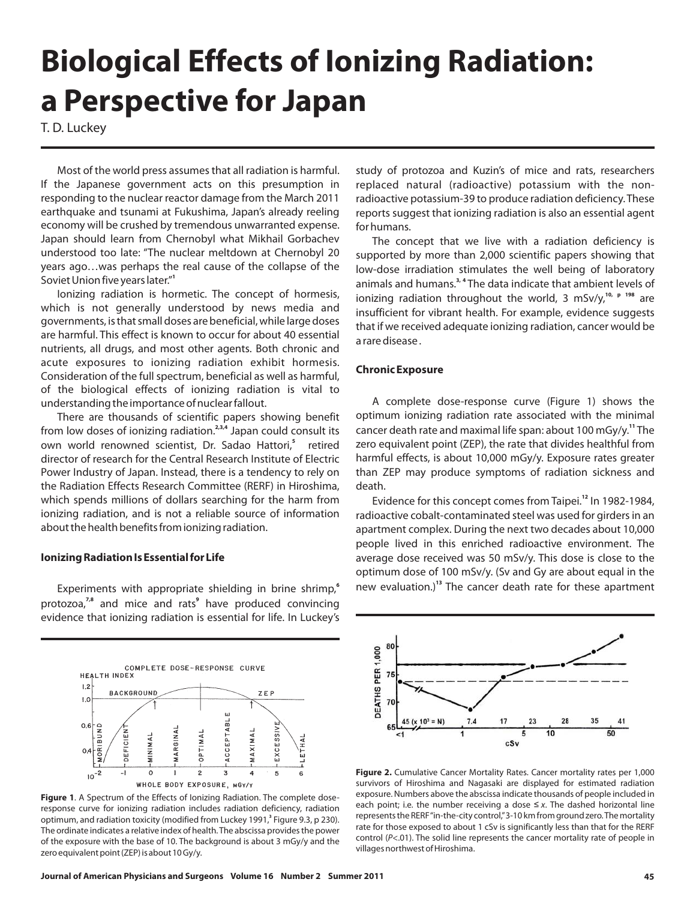# Biological Effects of Ionizing Radiation: a Perspective for Japan

T. D. Luckey

Most of the world press assumes that all radiation is harmful. If the Japanese government acts on this presumption in responding to the nuclear reactor damage from the March 2011 earthquake and tsunami at Fukushima, Japan's already reeling economy will be crushed by tremendous unwarranted expense. Japan should learn from Chernobyl what Mikhail Gorbachev understood too late: "The nuclear meltdown at Chernobyl 20 years ago…was perhaps the real cause of the collapse of the Soviet Union five years later."[1]

Ionizing radiation is hormetic. The concept of hormesis, which is not generally understood by news media and governments, is that small doses are beneficial, while large doses are harmful. This effect is known to occur for about 40 essential nutrients, all drugs, and most other agents. Both chronic and acute exposures to ionizing radiation exhibit hormesis. Consideration of the full spectrum, beneficial as well as harmful, of the biological effects of ionizing radiation is vital to understanding the importance of nuclear fallout.

There are thousands of scientific papers showing benefit from low doses of ionizing radiation.[2,3,4] Japan could consult its own world renowned scientist, Dr. Sadao Hattori,[5] retired director of research for the Central Research Institute of Electric Power Industry of Japan. Instead, there is a tendency to rely on the Radiation Effects Research Committee (RERF) in Hiroshima, which spends millions of dollars searching for the harm from ionizing radiation, and is not a reliable source of information about the health benefits from ionizing radiation.

### Ionizing Radiation Is Essential for Life

Experiments with appropriate shielding in brine shrimp,[6] protozoa,[7,8] and mice and rats[9] have produced convincing evidence that ionizing radiation is essential for life. In Luckey's study of protozoa and Kuzin's of mice and rats, researchers replaced natural (radioactive) potassium with the non-radioactive potassium-39 to produce radiation deficiency. These reports suggest that ionizing radiation is also an essential agent for humans.

The concept that we live with a radiation deficiency is supported by more than 2,000 scientific papers showing that low-dose irradiation stimulates the well being of laboratory animals and humans.[3,4] The data indicate that ambient levels of ionizing radiation throughout the world, 3 mSv/y,[10, p 198] are insufficient for vibrant health. For example, evidence suggests that if we received adequate ionizing radiation, cancer would be a rare disease.

### Chronic Exposure

A complete dose-response curve (Figure 1) shows the optimum ionizing radiation rate associated with the minimal cancer death rate and maximal life span: about 100 mGy/y.[11] The zero equivalent point (ZEP), the rate that divides healthful from harmful effects, is about 10,000 mGy/y. Exposure rates greater than ZEP may produce symptoms of radiation sickness and death.

Evidence for this concept comes from Taipei.[12] In 1982-1984, radioactive cobalt-contaminated steel was used for girders in an apartment complex. During the next two decades about 10,000 people lived in this enriched radioactive environment. The average dose received was 50 mSv/y. This dose is close to the optimum dose of 100 mSv/y. (Sv and Gy are about equal in the new evaluation.)[13] The cancer death rate for these apartment

**Figure 1**. A Spectrum of the Effects of Ionizing Radiation. The complete dose-response curve for ionizing radiation includes radiation deficiency, radiation optimum, and radiation toxicity (modified from Luckey 1991,[3] Figure 9.3, p 230). The ordinate indicates a relative index of health. The abscissa provides the power of the exposure with the base of 10. The background is about 3 mGy/y and the zero equivalent point (ZEP) is about 10 Gy/y.

**Figure 2.** Cumulative Cancer Mortality Rates. Cancer mortality rates per 1,000 survivors of Hiroshima and Nagasaki are displayed for estimated radiation exposure. Numbers above the abscissa indicate thousands of people included in each point; i.e. the number receiving a dose ≤ *x*. The dashed horizontal line represents the RERF "in-the-city control," 3-10 km from ground zero. The mortality rate for those exposed to about 1 cSv is significantly less than that for the RERF control ($P < .01$). The solid line represents the cancer mortality rate of people in villages northwest of Hiroshima.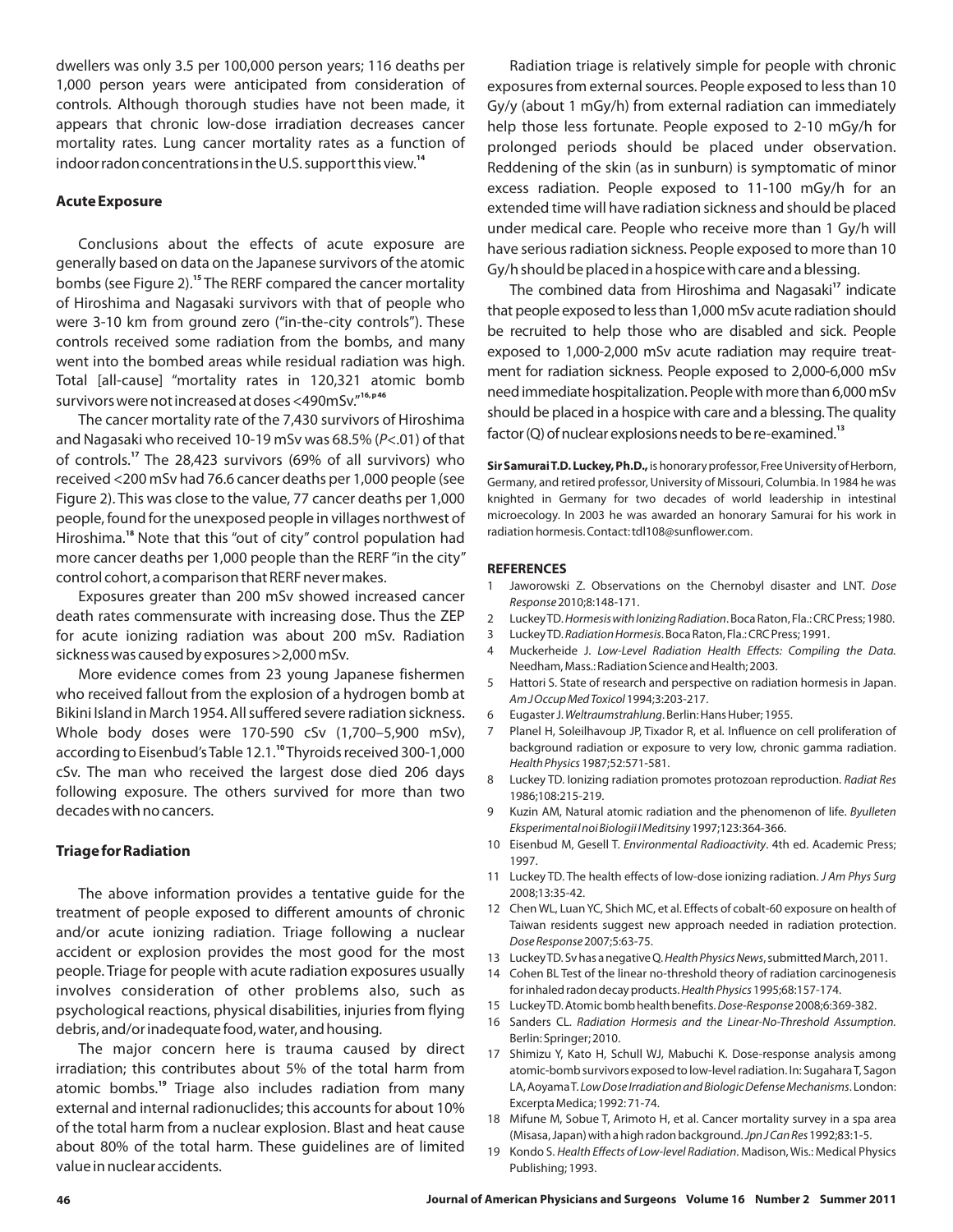dwellers was only 3.5 per 100,000 person years; 116 deaths per 1,000 person years were anticipated from consideration of controls. Although thorough studies have not been made, it appears that chronic low-dose irradiation decreases cancer mortality rates. Lung cancer mortality rates as a function of indoor radon concentrations in the U.S. support this view.[14]

### Acute Exposure

Conclusions about the effects of acute exposure are generally based on data on the Japanese survivors of the atomic bombs (see Figure 2).[15] The RERF compared the cancer mortality of Hiroshima and Nagasaki survivors with that of people who were 3-10 km from ground zero ("in-the-city controls"). These controls received some radiation from the bombs, and many went into the bombed areas while residual radiation was high. Total [all-cause] "mortality rates in 120,321 atomic bomb survivors were not increased at doses <490mSv."[16, p 46]

The cancer mortality rate of the 7,430 survivors of Hiroshima and Nagasaki who received 10-19 mSv was 68.5% (*P*<.01) of that of controls.[17] The 28,423 survivors (69% of all survivors) who received <200 mSv had 76.6 cancer deaths per 1,000 people (see Figure 2). This was close to the value, 77 cancer deaths per 1,000 people, found for the unexposed people in villages northwest of Hiroshima.[18] Note that this "out of city" control population had more cancer deaths per 1,000 people than the RERF "in the city" control cohort, a comparison that RERF never makes.

Exposures greater than 200 mSv showed increased cancer death rates commensurate with increasing dose. Thus the ZEP for acute ionizing radiation was about 200 mSv. Radiation sickness was caused by exposures >2,000 mSv.

More evidence comes from 23 young Japanese fishermen who received fallout from the explosion of a hydrogen bomb at Bikini Island in March 1954. All suffered severe radiation sickness. Whole body doses were 170-590 cSv (1,700–5,900 mSv), according to Eisenbud's Table 12.1.[10] Thyroids received 300-1,000 cSv. The man who received the largest dose died 206 days following exposure. The others survived for more than two decades with no cancers.

### Triage for Radiation

The above information provides a tentative guide for the treatment of people exposed to different amounts of chronic and/or acute ionizing radiation. Triage following a nuclear accident or explosion provides the most good for the most people. Triage for people with acute radiation exposures usually involves consideration of other problems also, such as psychological reactions, physical disabilities, injuries from flying debris, and/or inadequate food, water, and housing.

The major concern here is trauma caused by direct irradiation; this contributes about 5% of the total harm from atomic bombs.[19] Triage also includes radiation from many external and internal radionuclides; this accounts for about 10% of the total harm from a nuclear explosion. Blast and heat cause about 80% of the total harm. These guidelines are of limited value in nuclear accidents.

Radiation triage is relatively simple for people with chronic exposures from external sources. People exposed to less than 10 Gy/y (about 1 mGy/h) from external radiation can immediately help those less fortunate. People exposed to 2-10 mGy/h for prolonged periods should be placed under observation. Reddening of the skin (as in sunburn) is symptomatic of minor excess radiation. People exposed to 11-100 mGy/h for an extended time will have radiation sickness and should be placed under medical care. People who receive more than 1 Gy/h will have serious radiation sickness. People exposed to more than 10 Gy/h should be placed in a hospice with care and a blessing.

The combined data from Hiroshima and Nagasaki[17] indicate that people exposed to less than 1,000 mSv acute radiation should be recruited to help those who are disabled and sick. People exposed to 1,000-2,000 mSv acute radiation may require treatment for radiation sickness. People exposed to 2,000-6,000 mSv need immediate hospitalization. People with more than 6,000 mSv should be placed in a hospice with care and a blessing. The quality factor (Q) of nuclear explosions needs to be re-examined.[13]

**Sir Samurai T.D. Luckey, Ph.D.,** is honorary professor, Free University of Herborn, Germany, and retired professor, University of Missouri, Columbia. In 1984 he was knighted in Germany for two decades of world leadership in intestinal microecology. In 2003 he was awarded an honorary Samurai for his work in radiation hormesis. Contact: tdl108@sunflower.com.

### REFERENCES

1. Jaworowski Z. Observations on the Chernobyl disaster and LNT. *Dose Response* 2010;8:148-171.
2. Luckey TD. *Hormesis with Ionizing Radiation*. Boca Raton, Fla.: CRC Press; 1980.
3. Luckey TD. *Radiation Hormesis*. Boca Raton, Fla.: CRC Press; 1991.
4. Muckerheide J. *Low-Level Radiation Health Effects: Compiling the Data.* Needham, Mass.: Radiation Science and Health; 2003.
5. Hattori S. State of research and perspective on radiation hormesis in Japan. *Am J Occup Med Toxicol* 1994;3:203-217.
6. Eugaster J. *Weltraumstrahlung*. Berlin: Hans Huber; 1955.
7. Planel H, Soleilhavoup JP, Tixador R, et al. Influence on cell proliferation of background radiation or exposure to very low, chronic gamma radiation. *Health Physics* 1987;52:571-581.
8. Luckey TD. Ionizing radiation promotes protozoan reproduction. *Radiat Res* 1986;108:215-219.
9. Kuzin AM, Natural atomic radiation and the phenomenon of life. *Byulleten Eksperimental noi Biologii I Meditsiny* 1997;123:364-366.
10. Eisenbud M, Gesell T. *Environmental Radioactivity*. 4th ed. Academic Press; 1997.
11. Luckey TD. The health effects of low-dose ionizing radiation. *J Am Phys Surg* 2008;13:35-42.
12. Chen WL, Luan YC, Shich MC, et al. Effects of cobalt-60 exposure on health of Taiwan residents suggest new approach needed in radiation protection. *Dose Response* 2007;5:63-75.
13. Luckey TD. Sv has a negative Q. *Health Physics News*, submitted March, 2011.
14. Cohen BL Test of the linear no-threshold theory of radiation carcinogenesis for inhaled radon decay products. *Health Physics* 1995;68:157-174.
15. Luckey TD. Atomic bomb health benefits. *Dose-Response* 2008;6:369-382.
16. Sanders CL. *Radiation Hormesis and the Linear-No-Threshold Assumption.* Berlin: Springer; 2010.
17. Shimizu Y, Kato H, Schull WJ, Mabuchi K. Dose-response analysis among atomic-bomb survivors exposed to low-level radiation. In: Sugahara T, Sagon LA, Aoyama T. *Low Dose Irradiation and Biologic Defense Mechanisms*. London: Excerpta Medica; 1992: 71-74.
18. Mifune M, Sobue T, Arimoto H, et al. Cancer mortality survey in a spa area (Misasa, Japan) with a high radon background. *Jpn J Can Res* 1992;83:1-5.
19. Kondo S. *Health Effects of Low-level Radiation*. Madison, Wis.: Medical Physics Publishing; 1993.